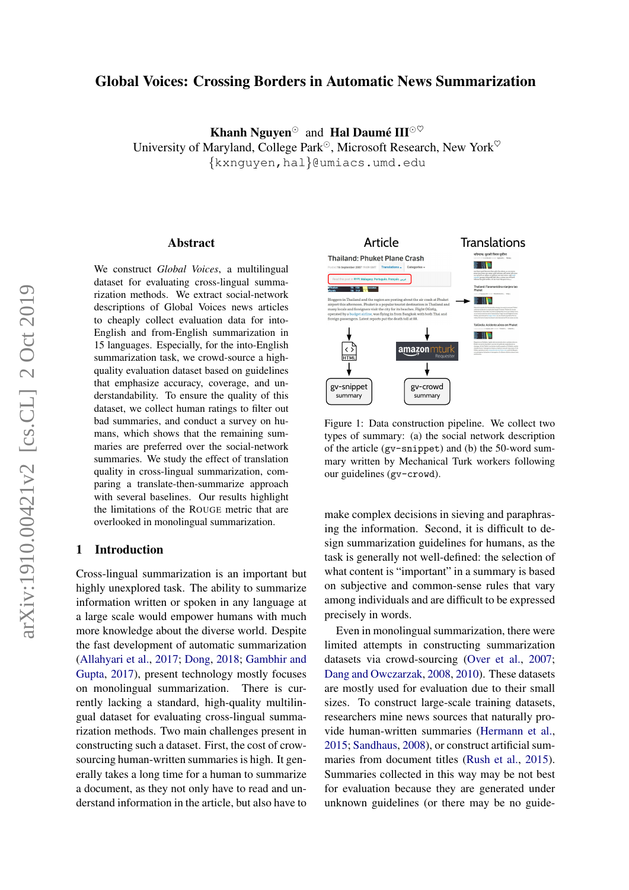# Global Voices: Crossing Borders in Automatic News Summarization

**Khanh Nguyen**[⊙] and **Hal Daumé III**[⊙♡]

University of Maryland, College Park[⊙], Microsoft Research, New York[♡]

{kxnguyen,hal}@umiacs.umd.edu

## Abstract

We construct *Global Voices*, a multilingual dataset for evaluating cross-lingual summarization methods. We extract social-network descriptions of Global Voices news articles to cheaply collect evaluation data for into-English and from-English summarization in 15 languages. Especially, for the into-English summarization task, we crowd-source a high-quality evaluation dataset based on guidelines that emphasize accuracy, coverage, and understandability. To ensure the quality of this dataset, we collect human ratings to filter out bad summaries, and conduct a survey on humans, which shows that the remaining summaries are preferred over the social-network summaries. We study the effect of translation quality in cross-lingual summarization, comparing a translate-then-summarize approach with several baselines. Our results highlight the limitations of the ROUGE metric that are overlooked in monolingual summarization.

## 1 Introduction

Cross-lingual summarization is an important but highly unexplored task. The ability to summarize information written or spoken in any language at a large scale would empower humans with much more knowledge about the diverse world. Despite the fast development of automatic summarization (Allahyari et al., 2017; Dong, 2018; Gambhir and Gupta, 2017), present technology mostly focuses on monolingual summarization. There is currently lacking a standard, high-quality multilingual dataset for evaluating cross-lingual summarization methods. Two main challenges present in constructing such a dataset. First, the cost of crowsourcing human-written summaries is high. It generally takes a long time for a human to summarize a document, as they not only have to read and understand information in the article, but also have to make complex decisions in sieving and paraphrasing the information. Second, it is difficult to design summarization guidelines for humans, as the task is generally not well-defined: the selection of what content is "important" in a summary is based on subjective and common-sense rules that vary among individuals and are difficult to be expressed precisely in words.

Figure 1: Data construction pipeline. We collect two types of summary: (a) the social network description of the article (gv-snippet) and (b) the 50-word summary written by Mechanical Turk workers following our guidelines (gv-crowd).

Even in monolingual summarization, there were limited attempts in constructing summarization datasets via crowd-sourcing (Over et al., 2007; Dang and Owczarzak, 2008, 2010). These datasets are mostly used for evaluation due to their small sizes. To construct large-scale training datasets, researchers mine news sources that naturally provide human-written summaries (Hermann et al., 2015; Sandhaus, 2008), or construct artificial summaries from document titles (Rush et al., 2015). Summaries collected in this way may be not best for evaluation because they are generated under unknown guidelines (or there may be no guide-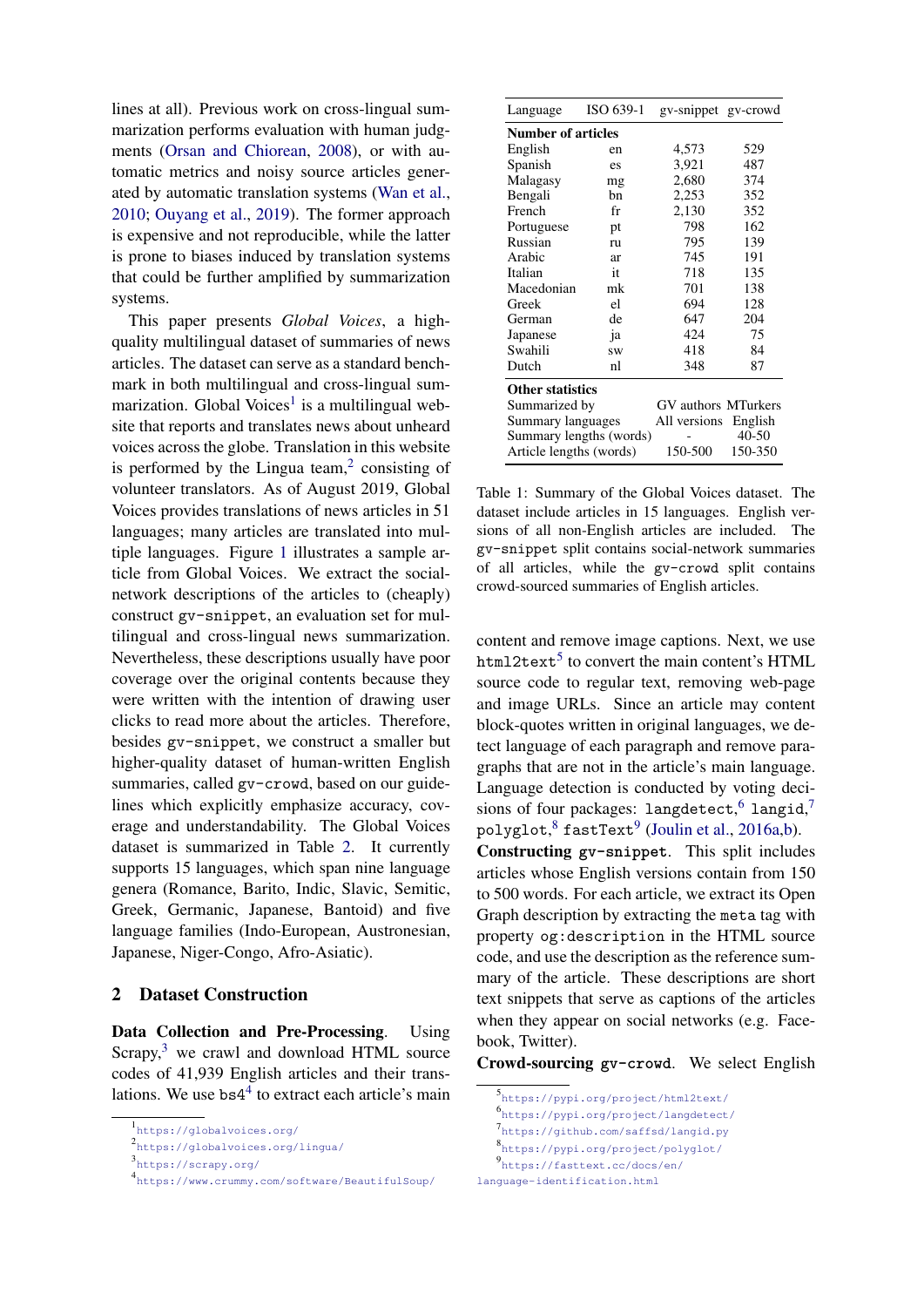lines at all). Previous work on cross-lingual summarization performs evaluation with human judgments (Orsan and Chiorean, 2008), or with automatic metrics and noisy source articles generated by automatic translation systems (Wan et al., 2010; Ouyang et al., 2019). The former approach is expensive and not reproducible, while the latter is prone to biases induced by translation systems that could be further amplified by summarization systems.

This paper presents *Global Voices*, a high-quality multilingual dataset of summaries of news articles. The dataset can serve as a standard benchmark in both multilingual and cross-lingual summarization. Global Voices[1] is a multilingual website that reports and translates news about unheard voices across the globe. Translation in this website is performed by the Lingua team,[2] consisting of volunteer translators. As of August 2019, Global Voices provides translations of news articles in 51 languages; many articles are translated into multiple languages. Figure 1 illustrates a sample article from Global Voices. We extract the social-network descriptions of the articles to (cheaply) construct `gv-snippet`, an evaluation set for multilingual and cross-lingual news summarization. Nevertheless, these descriptions usually have poor coverage over the original contents because they were written with the intention of drawing user clicks to read more about the articles. Therefore, besides `gv-snippet`, we construct a smaller but higher-quality dataset of human-written English summaries, called `gv-crowd`, based on our guidelines which explicitly emphasize accuracy, coverage and understandability. The Global Voices dataset is summarized in Table 2. It currently supports 15 languages, which span nine language genera (Romance, Barito, Indic, Slavic, Semitic, Greek, Germanic, Japanese, Bantoid) and five language families (Indo-European, Austronesian, Japanese, Niger-Congo, Afro-Asiatic).

## 2 Dataset Construction

**Data Collection and Pre-Processing**. Using Scrapy,[3] we crawl and download HTML source codes of 41,939 English articles and their translations. We use `bs4`[4] to extract each article's main content and remove image captions. Next, we use `html2text`[5] to convert the main content's HTML source code to regular text, removing web-page and image URLs. Since an article may content block-quotes written in original languages, we detect language of each paragraph and remove paragraphs that are not in the article's main language. Language detection is conducted by voting decisions of four packages: `langdetect`,[6] `langid`,[7] `polyglot`,[8] `fastText`[9] (Joulin et al., 2016a,b).

| Language | ISO 639-1 | gv-snippet | gv-crowd |
|---|---|---|---|
| **Number of articles** | | | |
| English | en | 4,573 | 529 |
| Spanish | es | 3,921 | 487 |
| Malagasy | mg | 2,680 | 374 |
| Bengali | bn | 2,253 | 352 |
| French | fr | 2,130 | 352 |
| Portuguese | pt | 798 | 162 |
| Russian | ru | 795 | 139 |
| Arabic | ar | 745 | 191 |
| Italian | it | 718 | 135 |
| Macedonian | mk | 701 | 138 |
| Greek | el | 694 | 128 |
| German | de | 647 | 204 |
| Japanese | ja | 424 | 75 |
| Swahili | sw | 418 | 84 |
| Dutch | nl | 348 | 87 |
| **Other statistics** | | | |
| Summarized by | | GV authors | MTurkers |
| Summary languages | | All versions | English |
| Summary lengths (words) | | - | 40-50 |
| Article lengths (words) | | 150-500 | 150-350 |

Table 1: Summary of the Global Voices dataset. The dataset include articles in 15 languages. English versions of all non-English articles are included. The `gv-snippet` split contains social-network summaries of all articles, while the `gv-crowd` split contains crowd-sourced summaries of English articles.

**Constructing `gv-snippet`**. This split includes articles whose English versions contain from 150 to 500 words. For each article, we extract its Open Graph description by extracting the `meta` tag with property `og:description` in the HTML source code, and use the description as the reference summary of the article. These descriptions are short text snippets that serve as captions of the articles when they appear on social networks (e.g. Facebook, Twitter).

**Crowd-sourcing `gv-crowd`**. We select English

[1] https://globalvoices.org/
[2] https://globalvoices.org/lingua/
[3] https://scrapy.org/
[4] https://www.crummy.com/software/BeautifulSoup/
[5] https://pypi.org/project/html2text/
[6] https://pypi.org/project/langdetect/
[7] https://github.com/saffsd/langid.py
[8] https://pypi.org/project/polyglot/
[9] https://fasttext.cc/docs/en/language-identification.html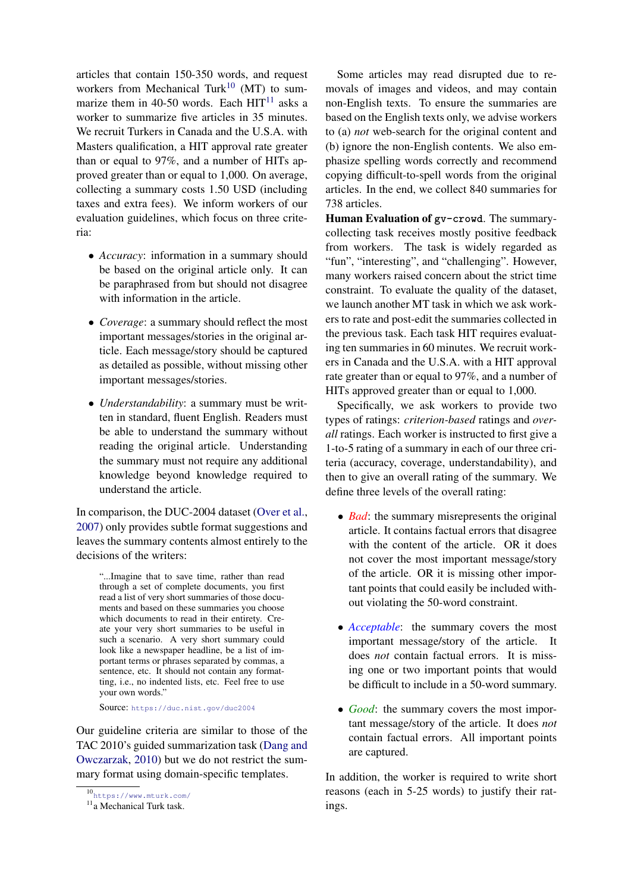articles that contain 150-350 words, and request workers from Mechanical Turk[10] (MT) to summarize them in 40-50 words. Each HIT[11] asks a worker to summarize five articles in 35 minutes. We recruit Turkers in Canada and the U.S.A. with Masters qualification, a HIT approval rate greater than or equal to 97%, and a number of HITs approved greater than or equal to 1,000. On average, collecting a summary costs 1.50 USD (including taxes and extra fees). We inform workers of our evaluation guidelines, which focus on three criteria:

- *Accuracy*: information in a summary should be based on the original article only. It can be paraphrased from but should not disagree with information in the article.
- *Coverage*: a summary should reflect the most important messages/stories in the original article. Each message/story should be captured as detailed as possible, without missing other important messages/stories.
- *Understandability*: a summary must be written in standard, fluent English. Readers must be able to understand the summary without reading the original article. Understanding the summary must not require any additional knowledge beyond knowledge required to understand the article.

In comparison, the DUC-2004 dataset (Over et al., 2007) only provides subtle format suggestions and leaves the summary contents almost entirely to the decisions of the writers:

> "...Imagine that to save time, rather than read through a set of complete documents, you first read a list of very short summaries of those documents and based on these summaries you choose which documents to read in their entirety. Create your very short summaries to be useful in such a scenario. A very short summary could look like a newspaper headline, be a list of important terms or phrases separated by commas, a sentence, etc. It should not contain any formatting, i.e., no indented lists, etc. Feel free to use your own words."
>
> Source: https://duc.nist.gov/duc2004

Our guideline criteria are similar to those of the TAC 2010's guided summarization task (Dang and Owczarzak, 2010) but we do not restrict the summary format using domain-specific templates.

Some articles may read disrupted due to removals of images and videos, and may contain non-English texts. To ensure the summaries are based on the English texts only, we advise workers to (a) *not* web-search for the original content and (b) ignore the non-English contents. We also emphasize spelling words correctly and recommend copying difficult-to-spell words from the original articles. In the end, we collect 840 summaries for 738 articles.

**Human Evaluation of `gv-crowd`.** The summary-collecting task receives mostly positive feedback from workers. The task is widely regarded as "fun", "interesting", and "challenging". However, many workers raised concern about the strict time constraint. To evaluate the quality of the dataset, we launch another MT task in which we ask workers to rate and post-edit the summaries collected in the previous task. Each task HIT requires evaluating ten summaries in 60 minutes. We recruit workers in Canada and the U.S.A. with a HIT approval rate greater than or equal to 97%, and a number of HITs approved greater than or equal to 1,000.

Specifically, we ask workers to provide two types of ratings: *criterion-based* ratings and *overall* ratings. Each worker is instructed to first give a 1-to-5 rating of a summary in each of our three criteria (accuracy, coverage, understandability), and then to give an overall rating of the summary. We define three levels of the overall rating:

- *Bad*: the summary misrepresents the original article. It contains factual errors that disagree with the content of the article. OR it does not cover the most important message/story of the article. OR it is missing other important points that could easily be included without violating the 50-word constraint.
- *Acceptable*: the summary covers the most important message/story of the article. It does *not* contain factual errors. It is missing one or two important points that would be difficult to include in a 50-word summary.
- *Good*: the summary covers the most important message/story of the article. It does *not* contain factual errors. All important points are captured.

In addition, the worker is required to write short reasons (each in 5-25 words) to justify their ratings.

[10] https://www.mturk.com/
[11] a Mechanical Turk task.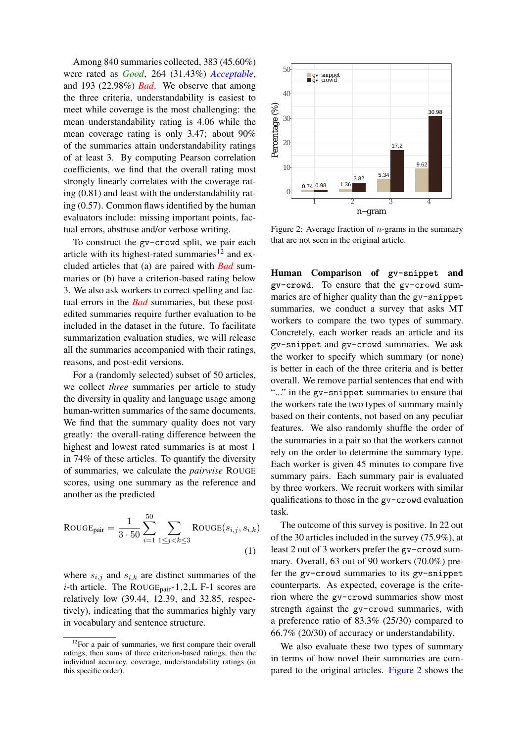Among 840 summaries collected, 383 (45.60%) were rated as *Good*, 264 (31.43%) *Acceptable*, and 193 (22.98%) *Bad*. We observe that among the three criteria, understandability is easiest to meet while coverage is the most challenging: the mean understandability rating is 4.06 while the mean coverage rating is only 3.47; about 90% of the summaries attain understandability ratings of at least 3. By computing Pearson correlation coefficients, we find that the overall rating most strongly linearly correlates with the coverage rating (0.81) and least with the understandability rating (0.57). Common flaws identified by the human evaluators include: missing important points, factual errors, abstruse and/or verbose writing.

To construct the `gv-crowd` split, we pair each article with its highest-rated summaries[12] and excluded articles that (a) are paired with *Bad* summaries or (b) have a criterion-based rating below 3. We also ask workers to correct spelling and factual errors in the *Bad* summaries, but these post-edited summaries require further evaluation to be included in the dataset in the future. To facilitate summarization evaluation studies, we will release all the summaries accompanied with their ratings, reasons, and post-edit versions.

For a (randomly selected) subset of 50 articles, we collect *three* summaries per article to study the diversity in quality and language usage among human-written summaries of the same documents. We find that the summary quality does not vary greatly: the overall-rating difference between the highest and lowest rated summaries is at most 1 in 74% of these articles. To quantify the diversity of summaries, we calculate the *pairwise* ROUGE scores, using one summary as the reference and another as the predicted

$$\text{ROUGE}_{\text{pair}} = \frac{1}{3 \cdot 50} \sum_{i=1}^{50} \sum_{1 \leq j < k \leq 3} \text{ROUGE}(s_{i,j}, s_{i,k}) \quad (1)$$

where $s_{i,j}$ and $s_{i,k}$ are distinct summaries of the $i$-th article. The $\text{ROUGE}_{\text{pair}}$-1,2,L F-1 scores are relatively low (39.44, 12.39, and 32.85, respectively), indicating that the summaries highly vary in vocabulary and sentence structure.

[12]For a pair of summaries, we first compare their overall ratings, then sums of three criterion-based ratings, then the individual accuracy, coverage, understandability ratings (in this specific order).

Figure 2: Average fraction of $n$-grams in the summary that are not seen in the original article.

**Human Comparison of `gv-snippet` and `gv-crowd`.** To ensure that the `gv-crowd` summaries are of higher quality than the `gv-snippet` summaries, we conduct a survey that asks MT workers to compare the two types of summary. Concretely, each worker reads an article and its `gv-snippet` and `gv-crowd` summaries. We ask the worker to specify which summary (or none) is better in each of the three criteria and is better overall. We remove partial sentences that end with "..." in the `gv-snippet` summaries to ensure that the workers rate the two types of summary mainly based on their contents, not based on any peculiar features. We also randomly shuffle the order of the summaries in a pair so that the workers cannot rely on the order to determine the summary type. Each worker is given 45 minutes to compare five summary pairs. Each summary pair is evaluated by three workers. We recruit workers with similar qualifications to those in the `gv-crowd` evaluation task.

The outcome of this survey is positive. In 22 out of the 30 articles included in the survey (75.9%), at least 2 out of 3 workers prefer the `gv-crowd` summary. Overall, 63 out of 90 workers (70.0%) prefer the `gv-crowd` summaries to its `gv-snippet` counterparts. As expected, coverage is the criterion where the `gv-crowd` summaries show most strength against the `gv-crowd` summaries, with a preference ratio of 83.3% (25/30) compared to 66.7% (20/30) of accuracy or understandability.

We also evaluate these two types of summary in terms of how novel their summaries are compared to the original articles. Figure 2 shows the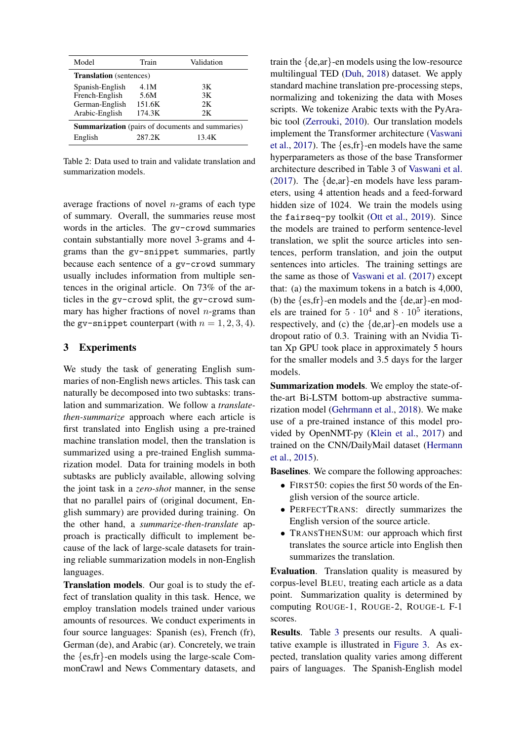| Model | Train | Validation |
|---|---|---|
| **Translation** (sentences) | | |
| Spanish-English | 4.1M | 3K |
| French-English | 5.6M | 3K |
| German-English | 151.6K | 2K |
| Arabic-English | 174.3K | 2K |
| **Summarization** (pairs of documents and summaries) | | |
| English | 287.2K | 13.4K |

Table 2: Data used to train and validate translation and summarization models.

average fractions of novel $n$-grams of each type of summary. Overall, the summaries reuse most words in the articles. The `gv-crowd` summaries contain substantially more novel 3-grams and 4-grams than the `gv-snippet` summaries, partly because each sentence of a `gv-crowd` summary usually includes information from multiple sentences in the original article. On 73% of the articles in the `gv-crowd` split, the `gv-crowd` summary has higher fractions of novel $n$-grams than the `gv-snippet` counterpart (with $n = 1, 2, 3, 4$).

## 3 Experiments

We study the task of generating English summaries of non-English news articles. This task can naturally be decomposed into two subtasks: translation and summarization. We follow a *translate-then-summarize* approach where each article is first translated into English using a pre-trained machine translation model, then the translation is summarized using a pre-trained English summarization model. Data for training models in both subtasks are publicly available, allowing solving the joint task in a *zero-shot* manner, in the sense that no parallel pairs of (original document, English summary) are provided during training. On the other hand, a *summarize-then-translate* approach is practically difficult to implement because of the lack of large-scale datasets for training reliable summarization models in non-English languages.

**Translation models**. Our goal is to study the effect of translation quality in this task. Hence, we employ translation models trained under various amounts of resources. We conduct experiments in four source languages: Spanish (es), French (fr), German (de), and Arabic (ar). Concretely, we train the {es,fr}-en models using the large-scale CommonCrawl and News Commentary datasets, and train the {de,ar}-en models using the low-resource multilingual TED (Duh, 2018) dataset. We apply standard machine translation pre-processing steps, normalizing and tokenizing the data with Moses scripts. We tokenize Arabic texts with the PyArabic tool (Zerrouki, 2010). Our translation models implement the Transformer architecture (Vaswani et al., 2017). The {es,fr}-en models have the same hyperparameters as those of the base Transformer architecture described in Table 3 of Vaswani et al. (2017). The {de,ar}-en models have less parameters, using 4 attention heads and a feed-forward hidden size of 1024. We train the models using the `fairseq-py` toolkit (Ott et al., 2019). Since the models are trained to perform sentence-level translation, we split the source articles into sentences, perform translation, and join the output sentences into articles. The training settings are the same as those of Vaswani et al. (2017) except that: (a) the maximum tokens in a batch is 4,000, (b) the {es,fr}-en models and the {de,ar}-en models are trained for $5 \cdot 10^4$ and $8 \cdot 10^5$ iterations, respectively, and (c) the {de,ar}-en models use a dropout ratio of 0.3. Training with an Nvidia Titan Xp GPU took place in approximately 5 hours for the smaller models and 3.5 days for the larger models.

**Summarization models**. We employ the state-of-the-art Bi-LSTM bottom-up abstractive summarization model (Gehrmann et al., 2018). We make use of a pre-trained instance of this model provided by OpenNMT-py (Klein et al., 2017) and trained on the CNN/DailyMail dataset (Hermann et al., 2015).

**Baselines**. We compare the following approaches:

- FIRST50: copies the first 50 words of the English version of the source article.
- PERFECTTRANS: directly summarizes the English version of the source article.
- TRANSTHENSUM: our approach which first translates the source article into English then summarizes the translation.

**Evaluation**. Translation quality is measured by corpus-level BLEU, treating each article as a data point. Summarization quality is determined by computing ROUGE-1, ROUGE-2, ROUGE-L F-1 scores.

**Results**. Table 3 presents our results. A qualitative example is illustrated in Figure 3. As expected, translation quality varies among different pairs of languages. The Spanish-English model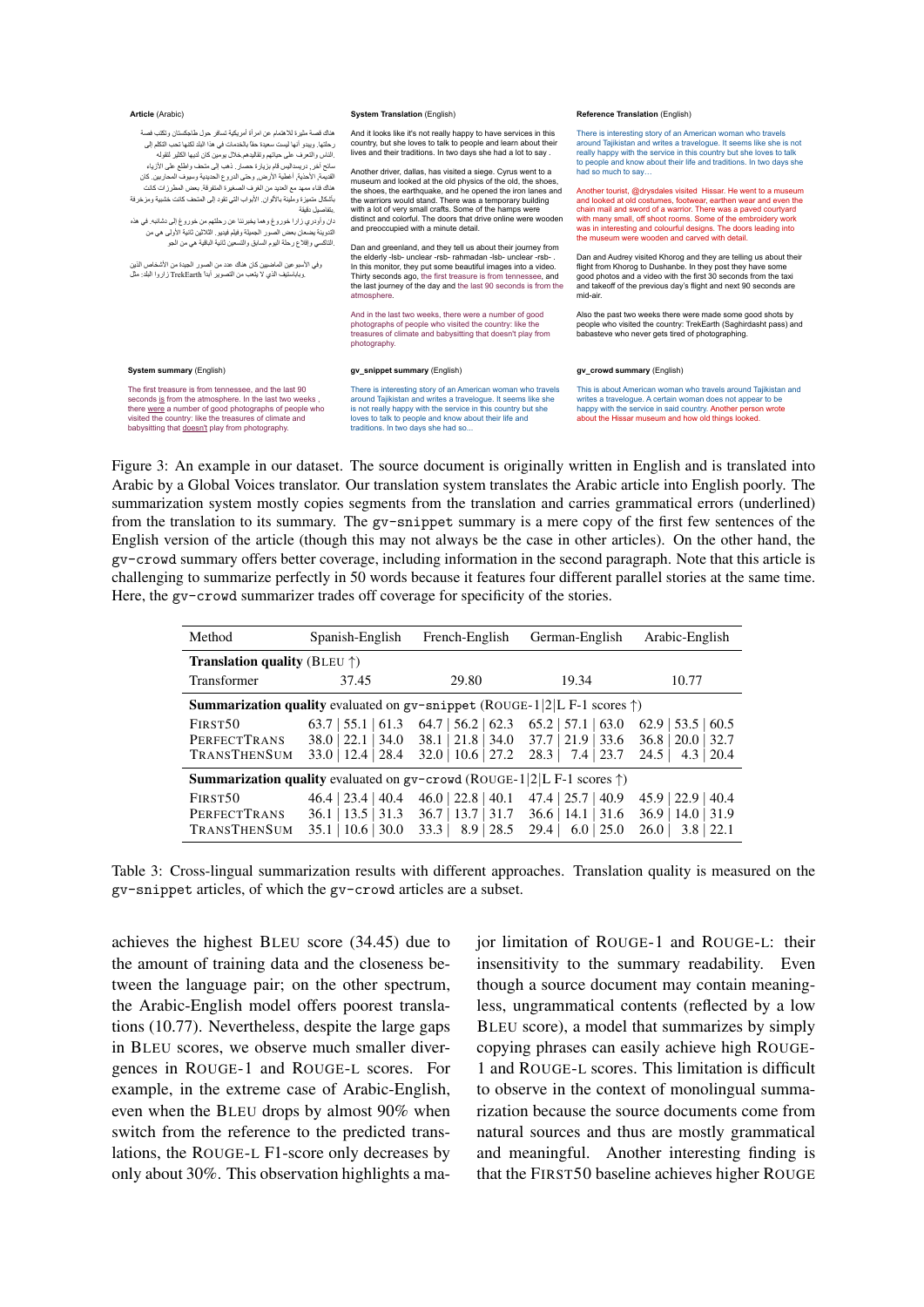**Article** (Arabic)

هناك قصة مثيرة للاهتمام عن امرأة أمريكية تسافر حول طاجكستان وتكتب قصة رحلتها. ويبدو أنها ليست سعيدة حقا بالخدمات في هذا البلد لكنها تحب التكلم إلى الناس والتعرف على حياتهم وتقاليدهم.خلال يومين كان لديها الكثير لتقوله.

سائح آخر، دريسداليس قام بزيارة حصار. ذهب إلى متحف واطلع على الأزياء القديمة، الأحذية، أغطية الأرض، وحتى الدروع الحديدية وسيوف المحاربين. كان هناك فناء مهد مع العديد من الغرف الصغيرة المتفرقة. بعض المطرزات كانت بأشكال مميزة وملونة بالألوان. الأبواب التي تقود إلى المتحف كانت خشبية ومزخرفة بتفاصيل دقيقة.

دان وأودري زارا خوروغ وهما يخبرننا عن رحلتهم من خوروغ إلى دشانبه. في هذه التدوينة يضعمان بعض الصور الجميلة وفيلم فيديو. الثلاثين ثانية الأولى هي من التاكسي وإقلاع رحلة اليوم السابق والتسعين ثانية الباقية هي من الجو.

وفي الأسبوعين الماضيين كان هناك عدد من الصور الجيدة من الأشخاص الذين زاروا البلد: مثل TrekEarth وباباسيف الذي لا يتعب من التصوير أبدا.

**System Translation** (English)

And it looks like it's not really happy to have services in this country, but she loves to talk to people and learn about their lives and their traditions. In two days she had a lot to say .

Another driver, dallas, has visited a siege. Cyrus went to a museum and looked at the old physics of the old, the shoes, the shoes, the earthquake, and he opened the iron lanes and the warriors would stand. There was a temporary building with a lot of very small crafts. Some of the hamps were distinct and colorful. The doors that drive online were wooden and preoccupied with a minute detail.

Dan and greenland, and they tell us about their journey from the elderly -lsb- unclear -rsb- rahmadan -lsb- unclear -rsb- . In this monitor, they put some beautiful images into a video. Thirty seconds ago, the first treasure is from tennessee, and the last journey of the day and the last 90 seconds is from the atmosphere.

And in the last two weeks, there were a number of good photographs of people who visited the country: like the treasures of climate and babysitting that doesn't play from photography.

**Reference Translation** (English)

There is interesting story of an American woman who travels around Tajikistan and writes a travelogue. It seems like she is not really happy with the service in this country but she loves to talk to people and know about their life and traditions. In two days she had so much to say…

Another tourist, @drysdales visited Hissar. He went to a museum and looked at old costumes, footwear, earthen wear and even the chain mail and sword of a warrior. There was a paved courtyard with many small, off shoot rooms. Some of the embroidery work was in interesting and colourful designs. The doors leading into the museum were wooden and carved with detail.

Dan and Audrey visited Khorog and they are telling us about their flight from Khorog to Dushanbe. In they post they have some good photos and a video with the first 30 seconds from the taxi and takeoff of the previous day's flight and next 90 seconds are mid-air.

Also the past two weeks there were made some good shots by people who visited the country: TrekEarth (Saghirdasht pass) and babasteve who never gets tired of photographing.

**System summary** (English)

The first treasure is from tennessee, and the last 90 seconds is from the atmosphere. In the last two weeks , there were a number of good photographs of people who visited the country: like the treasures of climate and babysitting that doesn't play from photography.

**gv_snippet summary** (English)

There is interesting story of an American woman who travels around Tajikistan and writes a travelogue. It seems like she is not really happy with the service in this country but she loves to talk to people and know about their life and traditions. In two days she had so...

**gv_crowd summary** (English)

This is about American woman who travels around Tajikistan and writes a travelogue. A certain woman does not appear to be happy with the service in said country. Another person wrote about the Hissar museum and how old things looked.

Figure 3: An example in our dataset. The source document is originally written in English and is translated into Arabic by a Global Voices translator. Our translation system translates the Arabic article into English poorly. The summarization system mostly copies segments from the translation and carries grammatical errors (underlined) from the translation to its summary. The gv-snippet summary is a mere copy of the first few sentences of the English version of the article (though this may not always be the case in other articles). On the other hand, the gv-crowd summary offers better coverage, including information in the second paragraph. Note that this article is challenging to summarize perfectly in 50 words because it features four different parallel stories at the same time. Here, the gv-crowd summarizer trades off coverage for specificity of the stories.

| Method | Spanish-English | French-English | German-English | Arabic-English |
|---|---|---|---|---|
| **Translation quality** (BLEU ↑) | | | | |
| Transformer | 37.45 | 29.80 | 19.34 | 10.77 |
| **Summarization quality** evaluated on gv-snippet (ROUGE-1\|2\|L F-1 scores ↑) | | | | |
| FIRST50 | 63.7 \| 55.1 \| 61.3 | 64.7 \| 56.2 \| 62.3 | 65.2 \| 57.1 \| 63.0 | 62.9 \| 53.5 \| 60.5 |
| PERFECTTRANS | 38.0 \| 22.1 \| 34.0 | 38.1 \| 21.8 \| 34.0 | 37.7 \| 21.9 \| 33.6 | 36.8 \| 20.0 \| 32.7 |
| TRANSTHENSUM | 33.0 \| 12.4 \| 28.4 | 32.0 \| 10.6 \| 27.2 | 28.3 \| 7.4 \| 23.7 | 24.5 \| 4.3 \| 20.4 |
| **Summarization quality** evaluated on gv-crowd (ROUGE-1\|2\|L F-1 scores ↑) | | | | |
| FIRST50 | 46.4 \| 23.4 \| 40.4 | 46.0 \| 22.8 \| 40.1 | 47.4 \| 25.7 \| 40.9 | 45.9 \| 22.9 \| 40.4 |
| PERFECTTRANS | 36.1 \| 13.5 \| 31.3 | 36.7 \| 13.7 \| 31.7 | 36.6 \| 14.1 \| 31.6 | 36.9 \| 14.0 \| 31.9 |
| TRANSTHENSUM | 35.1 \| 10.6 \| 30.0 | 33.3 \| 8.9 \| 28.5 | 29.4 \| 6.0 \| 25.0 | 26.0 \| 3.8 \| 22.1 |

Table 3: Cross-lingual summarization results with different approaches. Translation quality is measured on the gv-snippet articles, of which the gv-crowd articles are a subset.

achieves the highest BLEU score (34.45) due to the amount of training data and the closeness between the language pair; on the other spectrum, the Arabic-English model offers poorest translations (10.77). Nevertheless, despite the large gaps in BLEU scores, we observe much smaller divergences in ROUGE-1 and ROUGE-L scores. For example, in the extreme case of Arabic-English, even when the BLEU drops by almost 90% when switch from the reference to the predicted translations, the ROUGE-L F1-score only decreases by only about 30%. This observation highlights a major limitation of ROUGE-1 and ROUGE-L: their insensitivity to the summary readability. Even though a source document may contain meaningless, ungrammatical contents (reflected by a low BLEU score), a model that summarizes by simply copying phrases can easily achieve high ROUGE-1 and ROUGE-L scores. This limitation is difficult to observe in the context of monolingual summarization because the source documents come from natural sources and thus are mostly grammatical and meaningful. Another interesting finding is that the FIRST50 baseline achieves higher ROUGE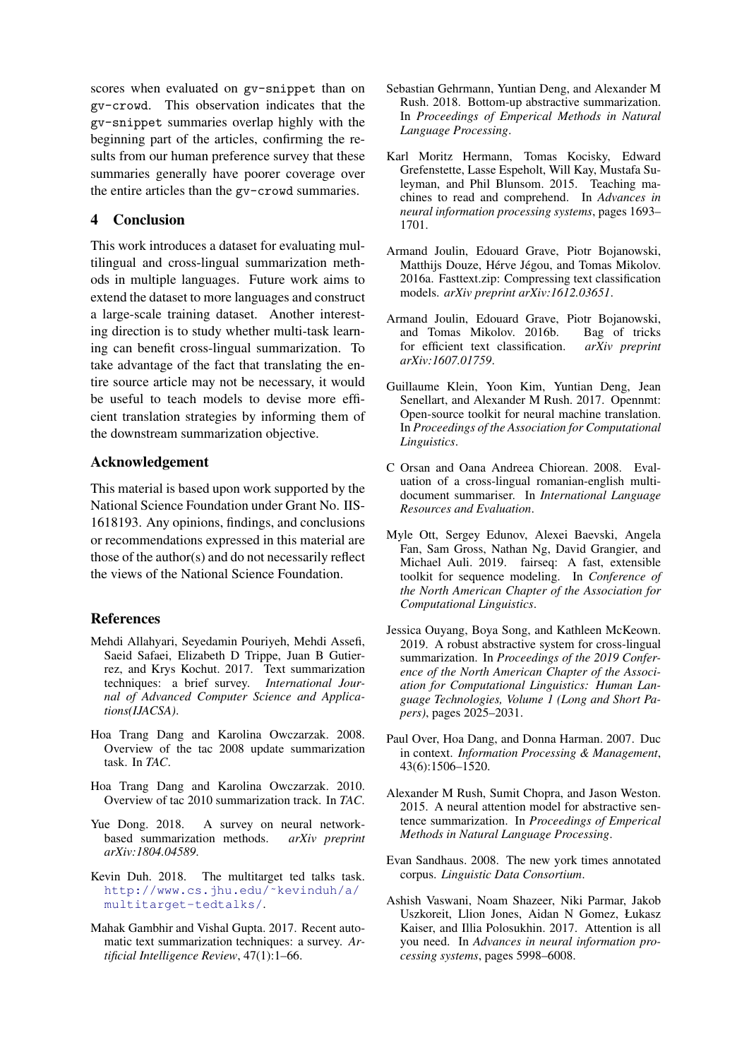scores when evaluated on gv-snippet than on gv-crowd. This observation indicates that the gv-snippet summaries overlap highly with the beginning part of the articles, confirming the results from our human preference survey that these summaries generally have poorer coverage over the entire articles than the gv-crowd summaries.

## 4 Conclusion

This work introduces a dataset for evaluating multilingual and cross-lingual summarization methods in multiple languages. Future work aims to extend the dataset to more languages and construct a large-scale training dataset. Another interesting direction is to study whether multi-task learning can benefit cross-lingual summarization. To take advantage of the fact that translating the entire source article may not be necessary, it would be useful to teach models to devise more efficient translation strategies by informing them of the downstream summarization objective.

## Acknowledgement

This material is based upon work supported by the National Science Foundation under Grant No. IIS-1618193. Any opinions, findings, and conclusions or recommendations expressed in this material are those of the author(s) and do not necessarily reflect the views of the National Science Foundation.

## References

Mehdi Allahyari, Seyedamin Pouriyeh, Mehdi Assefi, Saeid Safaei, Elizabeth D Trippe, Juan B Gutierrez, and Krys Kochut. 2017. Text summarization techniques: a brief survey. *International Journal of Advanced Computer Science and Applications(IJACSA)*.

Hoa Trang Dang and Karolina Owczarzak. 2008. Overview of the tac 2008 update summarization task. In *TAC*.

Hoa Trang Dang and Karolina Owczarzak. 2010. Overview of tac 2010 summarization track. In *TAC*.

Yue Dong. 2018. A survey on neural network-based summarization methods. *arXiv preprint arXiv:1804.04589*.

Kevin Duh. 2018. The multitarget ted talks task. http://www.cs.jhu.edu/~kevinduh/a/multitarget-tedtalks/.

Mahak Gambhir and Vishal Gupta. 2017. Recent automatic text summarization techniques: a survey. *Artificial Intelligence Review*, 47(1):1–66.

Sebastian Gehrmann, Yuntian Deng, and Alexander M Rush. 2018. Bottom-up abstractive summarization. In *Proceedings of Emperical Methods in Natural Language Processing*.

Karl Moritz Hermann, Tomas Kocisky, Edward Grefenstette, Lasse Espeholt, Will Kay, Mustafa Suleyman, and Phil Blunsom. 2015. Teaching machines to read and comprehend. In *Advances in neural information processing systems*, pages 1693–1701.

Armand Joulin, Edouard Grave, Piotr Bojanowski, Matthijs Douze, Hérve Jégou, and Tomas Mikolov. 2016a. Fasttext.zip: Compressing text classification models. *arXiv preprint arXiv:1612.03651*.

Armand Joulin, Edouard Grave, Piotr Bojanowski, and Tomas Mikolov. 2016b. Bag of tricks for efficient text classification. *arXiv preprint arXiv:1607.01759*.

Guillaume Klein, Yoon Kim, Yuntian Deng, Jean Senellart, and Alexander M Rush. 2017. Opennmt: Open-source toolkit for neural machine translation. In *Proceedings of the Association for Computational Linguistics*.

C Orsan and Oana Andreea Chiorean. 2008. Evaluation of a cross-lingual romanian-english multi-document summariser. In *International Language Resources and Evaluation*.

Myle Ott, Sergey Edunov, Alexei Baevski, Angela Fan, Sam Gross, Nathan Ng, David Grangier, and Michael Auli. 2019. fairseq: A fast, extensible toolkit for sequence modeling. In *Conference of the North American Chapter of the Association for Computational Linguistics*.

Jessica Ouyang, Boya Song, and Kathleen McKeown. 2019. A robust abstractive system for cross-lingual summarization. In *Proceedings of the 2019 Conference of the North American Chapter of the Association for Computational Linguistics: Human Language Technologies, Volume 1 (Long and Short Papers)*, pages 2025–2031.

Paul Over, Hoa Dang, and Donna Harman. 2007. Duc in context. *Information Processing & Management*, 43(6):1506–1520.

Alexander M Rush, Sumit Chopra, and Jason Weston. 2015. A neural attention model for abstractive sentence summarization. In *Proceedings of Emperical Methods in Natural Language Processing*.

Evan Sandhaus. 2008. The new york times annotated corpus. *Linguistic Data Consortium*.

Ashish Vaswani, Noam Shazeer, Niki Parmar, Jakob Uszkoreit, Llion Jones, Aidan N Gomez, Łukasz Kaiser, and Illia Polosukhin. 2017. Attention is all you need. In *Advances in neural information processing systems*, pages 5998–6008.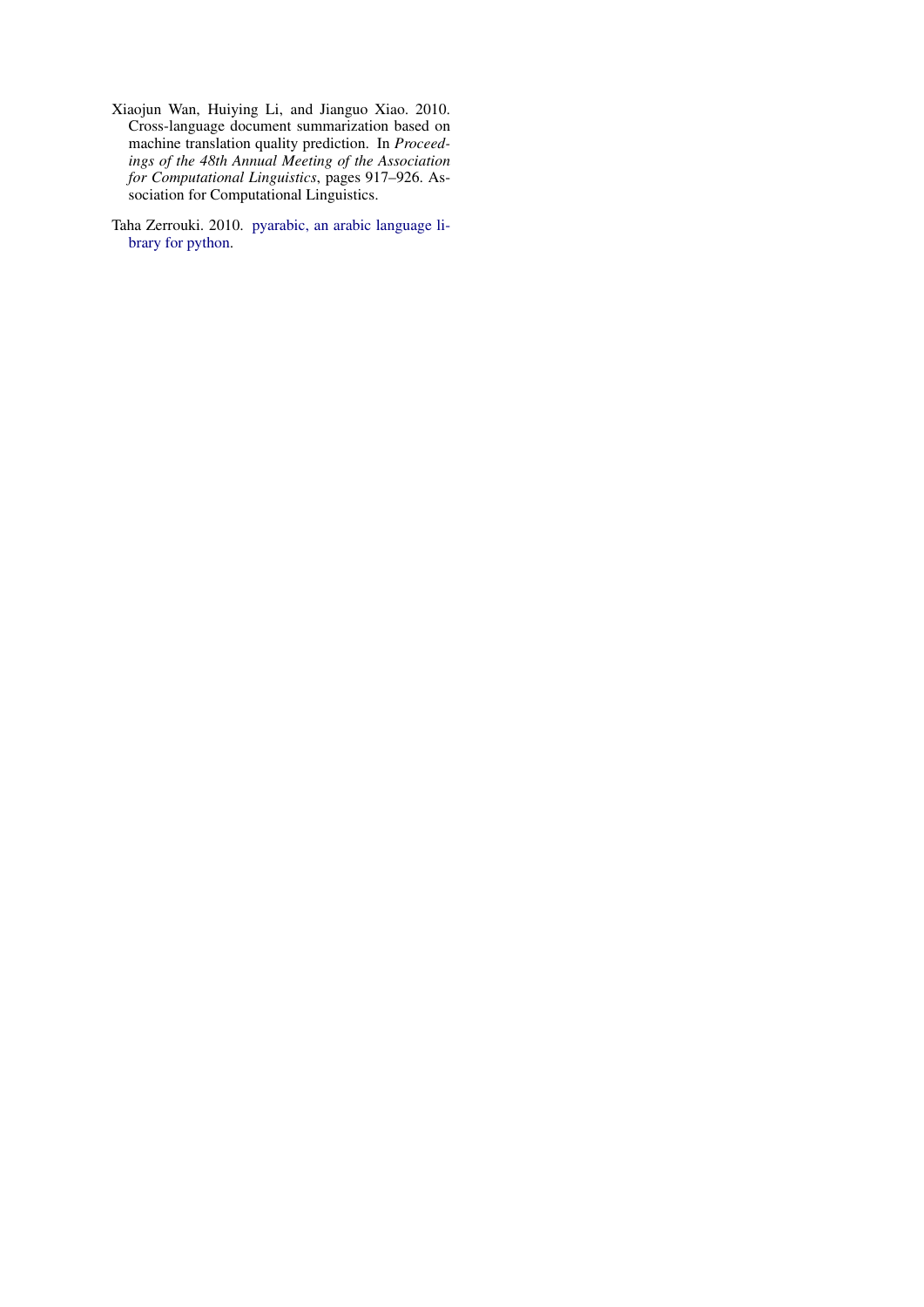Xiaojun Wan, Huiying Li, and Jianguo Xiao. 2010. Cross-language document summarization based on machine translation quality prediction. In *Proceedings of the 48th Annual Meeting of the Association for Computational Linguistics*, pages 917–926. Association for Computational Linguistics.

Taha Zerrouki. 2010. pyarabic, an arabic language library for python.